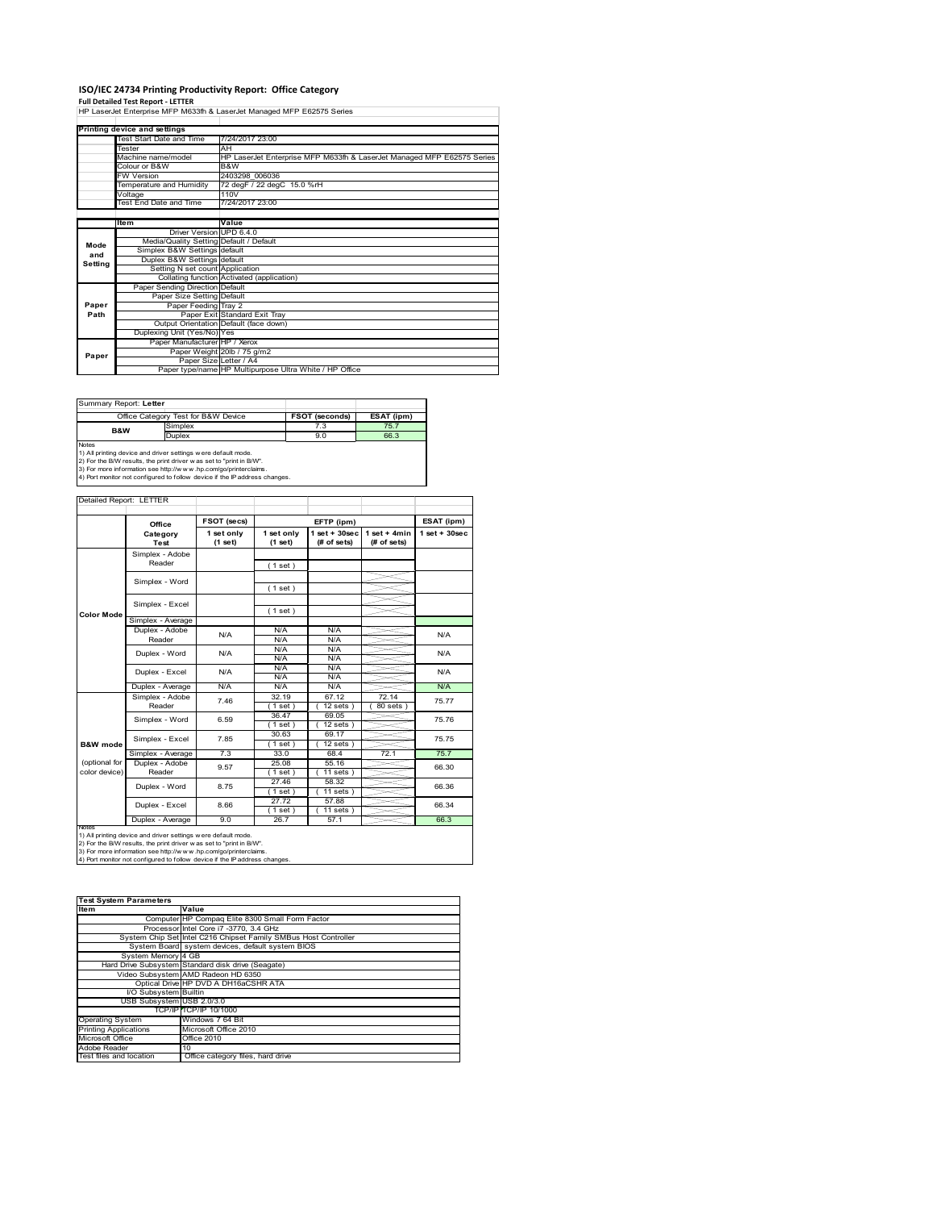# ISO/IEC 24734 Printing Productivity Report: Office Category

**Full Detailed Test Report - LETTER**

HP LaserJet Enterprise MFP M633fh & LaserJet Managed MFP E62575 Series

| Printing device and settings | |
|---|---|
| Test Start Date and Time | 7/24/2017 23:00 |
| Tester | AH |
| Machine name/model | HP LaserJet Enterprise MFP M633fh & LaserJet Managed MFP E62575 Series |
| Colour or B&W | B&W |
| FW Version | 2403298_006036 |
| Temperature and Humidity | 72 degF / 22 degC 15.0 %rH |
| Voltage | 110V |
| Test End Date and Time | 7/24/2017 23:00 |

| | Item | Value |
|---|---|---|
| Mode and Setting | Driver Version | UPD 6.4.0 |
| | Media/Quality Setting | Default / Default |
| | Simplex B&W Settings | default |
| | Duplex B&W Settings | default |
| | Setting N set count | Application |
| | Collating function | Activated (application) |
| Paper Path | Paper Sending Direction | Default |
| | Paper Size Setting | Default |
| | Paper Feeding | Tray 2 |
| | Paper Exit | Standard Exit Tray |
| | Output Orientation | Default (face down) |
| | Duplexing Unit (Yes/No) | Yes |
| Paper | Paper Manufacturer | HP / Xerox |
| | Paper Weight | 20lb / 75 g/m2 |
| | Paper Size | Letter / A4 |
| | Paper type/name | HP Multipurpose Ultra White / HP Office |

Summary Report: **Letter**

| Office Category Test for B&W Device | | FSOT (seconds) | ESAT (ipm) |
|---|---|---|---|
| B&W | Simplex | 7.3 | 75.7 |
| | Duplex | 9.0 | 66.3 |

Notes
1) All printing device and driver settings were default mode.
2) For the B/W results, the print driver was set to "print in B/W".
3) For more information see http://www.hp.com/go/printerclaims.
4) Port monitor not configured to follow device if the IP address changes.

Detailed Report: LETTER

| | Office Category Test | FSOT (secs) 1 set only (1 set) | EFTP (ipm) 1 set only (1 set) | EFTP (ipm) 1 set + 30sec (# of sets) | EFTP (ipm) 1 set + 4min (# of sets) | ESAT (ipm) 1 set + 30sec |
|---|---|---|---|---|---|---|
| Color Mode | Simplex - Adobe Reader | | (1 set) | | | |
| | Simplex - Word | | (1 set) | | | |
| | Simplex - Excel | | (1 set) | | | |
| | Simplex - Average | | | | | |
| | Duplex - Adobe Reader | N/A | N/A<br>N/A | N/A<br>N/A | | N/A |
| | Duplex - Word | N/A | N/A<br>N/A | N/A<br>N/A | | N/A |
| | Duplex - Excel | N/A | N/A<br>N/A | N/A<br>N/A | | N/A |
| | Duplex - Average | N/A | N/A | N/A | | N/A |
| B&W mode (optional for color device) | Simplex - Adobe Reader | 7.46 | 32.19<br>(1 set) | 67.12<br>(12 sets) | 72.14<br>(80 sets) | 75.77 |
| | Simplex - Word | 6.59 | 36.47<br>(1 set) | 69.05<br>(12 sets) | | 75.76 |
| | Simplex - Excel | 7.85 | 30.63<br>(1 set) | 69.17<br>(12 sets) | | 75.75 |
| | Simplex - Average | 7.3 | 33.0 | 68.4 | 72.1 | 75.7 |
| | Duplex - Adobe Reader | 9.57 | 25.08<br>(1 set) | 55.16<br>(11 sets) | | 66.30 |
| | Duplex - Word | 8.75 | 27.46<br>(1 set) | 58.32<br>(11 sets) | | 66.36 |
| | Duplex - Excel | 8.66 | 27.72<br>(1 set) | 57.88<br>(11 sets) | | 66.34 |
| | Duplex - Average | 9.0 | 26.7 | 57.1 | | 66.3 |

Notes
1) All printing device and driver settings were default mode.
2) For the B/W results, the print driver was set to "print in B/W".
3) For more information see http://www.hp.com/go/printerclaims.
4) Port monitor not configured to follow device if the IP address changes.

| Test System Parameters | |
|---|---|
| **Item** | **Value** |
| Computer | HP Compaq Elite 8300 Small Form Factor |
| Processor | Intel Core i7 -3770, 3.4 GHz |
| System Chip Set | Intel C216 Chipset Family SMBus Host Controller |
| System Board | system devices, default system BIOS |
| System Memory | 4 GB |
| Hard Drive Subsystem | Standard disk drive (Seagate) |
| Video Subsystem | AMD Radeon HD 6350 |
| Optical Drive | HP DVD A DH16aCSHR ATA |
| I/O Subsystem | Builtin |
| USB Subsystem | USB 2.0/3.0 |
| TCP/IP | TCP/IP 10/1000 |
| Operating System | Windows 7 64 Bit |
| Printing Applications | Microsoft Office 2010 |
| Microsoft Office | Office 2010 |
| Adobe Reader | 10 |
| Test files and location | Office category files, hard drive |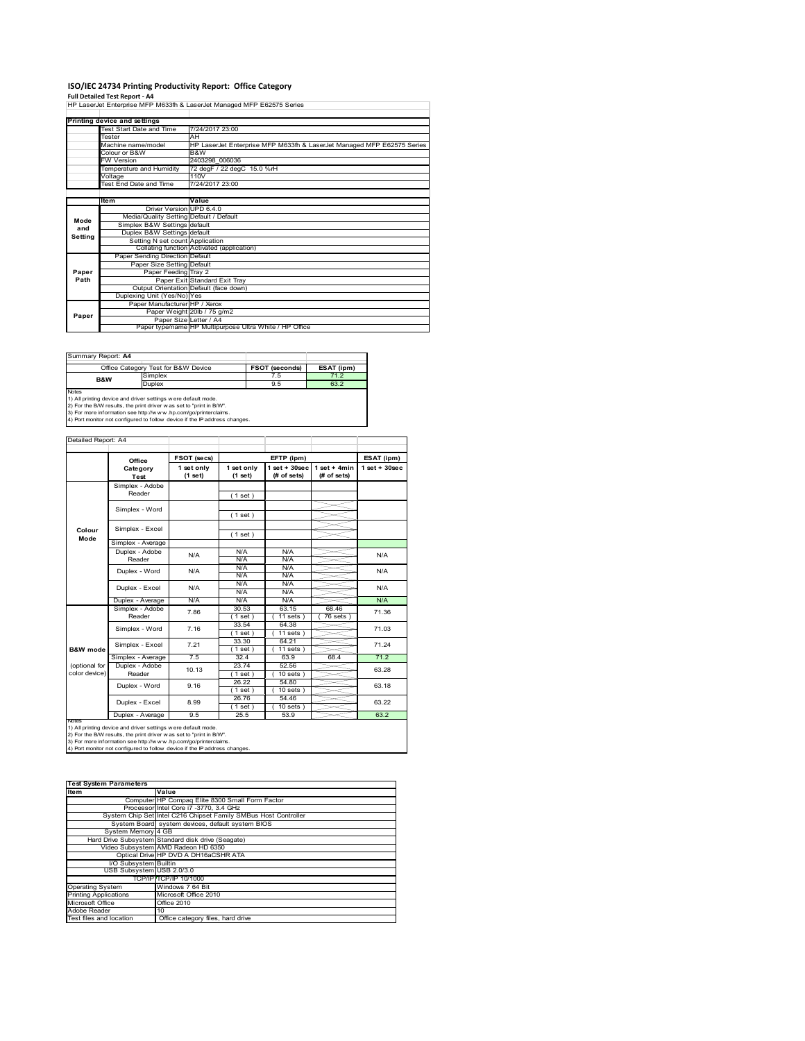# ISO/IEC 24734 Printing Productivity Report: Office Category

**Full Detailed Test Report - A4**

HP LaserJet Enterprise MFP M633fh & LaserJet Managed MFP E62575 Series

| Printing device and settings | | |
|---|---|---|
| | Test Start Date and Time | 7/24/2017 23:00 |
| | Tester | AH |
| | Machine name/model | HP LaserJet Enterprise MFP M633fh & LaserJet Managed MFP E62575 Series |
| | Colour or B&W | B&W |
| | FW Version | 2403298_006036 |
| | Temperature and Humidity | 72 degF / 22 degC 15.0 %rH |
| | Voltage | 110V |
| | Test End Date and Time | 7/24/2017 23:00 |

| | Item | Value |
|---|---|---|
| Mode and Setting | Driver Version | UPD 6.4.0 |
| | Media/Quality Setting | Default / Default |
| | Simplex B&W Settings | default |
| | Duplex B&W Settings | default |
| | Setting N set count | Application |
| | Collating function | Activated (application) |
| Paper Path | Paper Sending Direction | Default |
| | Paper Size Setting | Default |
| | Paper Feeding | Tray 2 |
| | Paper Exit | Standard Exit Tray |
| | Output Orientation | Default (face down) |
| | Duplexing Unit (Yes/No) | Yes |
| Paper | Paper Manufacturer | HP / Xerox |
| | Paper Weight | 20lb / 75 g/m2 |
| | Paper Size | Letter / A4 |
| | Paper type/name | HP Multipurpose Ultra White / HP Office |

Summary Report: **A4**

| Office Category Test for B&W Device | | FSOT (seconds) | ESAT (ipm) |
|---|---|---|---|
| B&W | Simplex | 7.5 | 71.2 |
| | Duplex | 9.5 | 63.2 |

Notes
1) All printing device and driver settings were default mode.
2) For the B/W results, the print driver was set to "print in B/W".
3) For more information see http://www.hp.com/go/printerclaims.
4) Port monitor not configured to follow device if the IP address changes.

Detailed Report: A4

| | Office Category Test | FSOT (secs) 1 set only (1 set) | EFTP (ipm) 1 set only (1 set) | EFTP (ipm) 1 set + 30sec (# of sets) | EFTP (ipm) 1 set + 4min (# of sets) | ESAT (ipm) 1 set + 30sec |
|---|---|---|---|---|---|---|
| Colour Mode | Simplex - Adobe Reader | | (1 set) | | | |
| | Simplex - Word | | (1 set) | | | |
| | Simplex - Excel | | (1 set) | | | |
| | Simplex - Average | | | | | |
| | Duplex - Adobe Reader | N/A | N/A N/A | N/A N/A | | N/A |
| | Duplex - Word | N/A | N/A N/A | N/A N/A | | N/A |
| | Duplex - Excel | N/A | N/A N/A | N/A N/A | | N/A |
| | Duplex - Average | N/A | N/A | N/A | | N/A |
| B&W mode (optional for color device) | Simplex - Adobe Reader | 7.86 | 30.53 (1 set) | 63.15 (11 sets) | 68.46 (76 sets) | 71.36 |
| | Simplex - Word | 7.16 | 33.54 (1 set) | 64.38 (11 sets) | | 71.03 |
| | Simplex - Excel | 7.21 | 33.30 (1 set) | 64.21 (11 sets) | | 71.24 |
| | Simplex - Average | 7.5 | 32.4 | 63.9 | 68.4 | 71.2 |
| | Duplex - Adobe Reader | 10.13 | 23.74 (1 set) | 52.56 (10 sets) | | 63.28 |
| | Duplex - Word | 9.16 | 26.22 (1 set) | 54.80 (10 sets) | | 63.18 |
| | Duplex - Excel | 8.99 | 26.76 (1 set) | 54.46 (10 sets) | | 63.22 |
| | Duplex - Average | 9.5 | 25.5 | 53.9 | | 63.2 |

Notes
1) All printing device and driver settings were default mode.
2) For the B/W results, the print driver was set to "print in B/W".
3) For more information see http://www.hp.com/go/printerclaims.
4) Port monitor not configured to follow device if the IP address changes.

| Test System Parameters | |
|---|---|
| **Item** | **Value** |
| Computer | HP Compaq Elite 8300 Small Form Factor |
| Processor | Intel Core i7 -3770, 3.4 GHz |
| System Chip Set | Intel C216 Chipset Family SMBus Host Controller |
| System Board | system devices, default system BIOS |
| System Memory | 4 GB |
| Hard Drive Subsystem | Standard disk drive (Seagate) |
| Video Subsystem | AMD Radeon HD 6350 |
| Optical Drive | HP DVD A DH16aCSHR ATA |
| I/O Subsystem | Builtin |
| USB Subsystem | USB 2.0/3.0 |
| TCP/IP | TCP/IP 10/1000 |
| Operating System | Windows 7 64 Bit |
| Printing Applications | Microsoft Office 2010 |
| Microsoft Office | Office 2010 |
| Adobe Reader | 10 |
| Test files and location | Office category files, hard drive |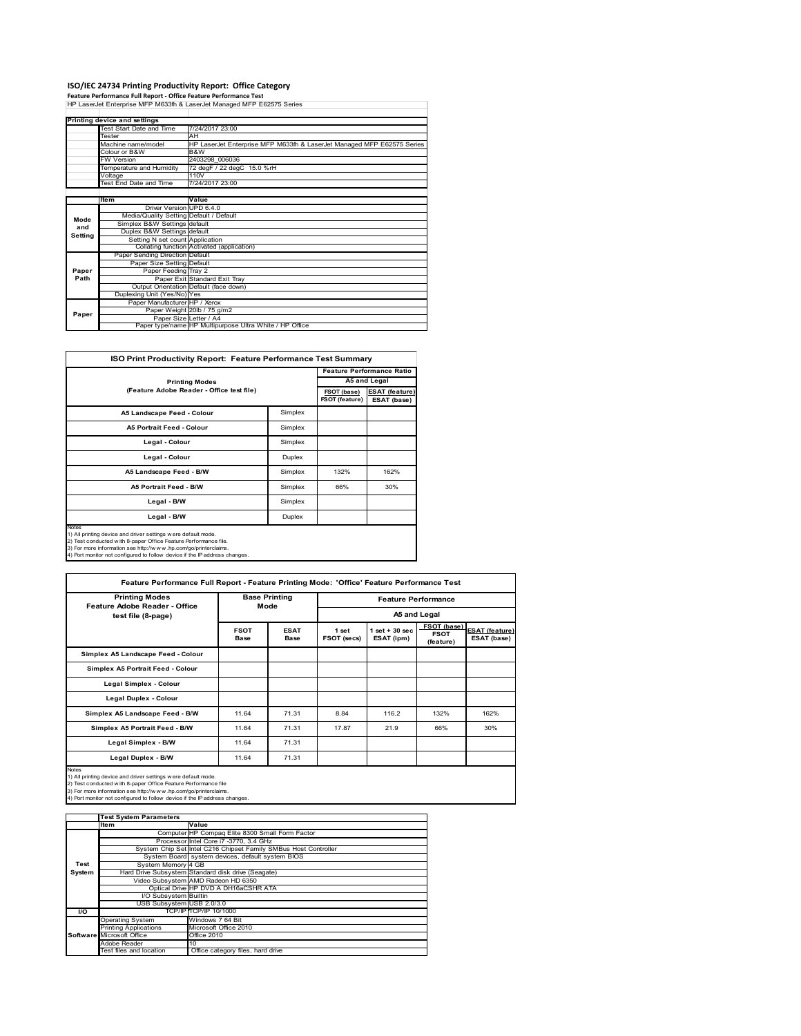# ISO/IEC 24734 Printing Productivity Report: Office Category

**Feature Performance Full Report - Office Feature Performance Test**

HP LaserJet Enterprise MFP M633fh & LaserJet Managed MFP E62575 Series

| Printing device and settings | |
|---|---|
| Test Start Date and Time | 7/24/2017 23:00 |
| Tester | AH |
| Machine name/model | HP LaserJet Enterprise MFP M633fh & LaserJet Managed MFP E62575 Series |
| Colour or B&W | B&W |
| FW Version | 2403298_006036 |
| Temperature and Humidity | 72 degF / 22 degC 15.0 %rH |
| Voltage | 110V |
| Test End Date and Time | 7/24/2017 23:00 |

| | Item | Value |
|---|---|---|
| Mode and Setting | Driver Version | UPD 6.4.0 |
| | Media/Quality Setting | Default / Default |
| | Simplex B&W Settings | default |
| | Duplex B&W Settings | default |
| | Setting N set count | Application |
| | Collating function | Activated (application) |
| Paper Path | Paper Sending Direction | Default |
| | Paper Size Setting | Default |
| | Paper Feeding | Tray 2 |
| | Paper Exit | Standard Exit Tray |
| | Output Orientation | Default (face down) |
| | Duplexing Unit (Yes/No) | Yes |
| Paper | Paper Manufacturer | HP / Xerox |
| | Paper Weight | 20lb / 75 g/m2 |
| | Paper Size | Letter / A4 |
| | Paper type/name | HP Multipurpose Ultra White / HP Office |

## ISO Print Productivity Report: Feature Performance Test Summary

| Printing Modes (Feature Adobe Reader - Office test file) | | Feature Performance Ratio A5 and Legal | |
|---|---|---|---|
| | | FSOT (base) / FSOT (feature) | ESAT (feature) / ESAT (base) |
| A5 Landscape Feed - Colour | Simplex | | |
| A5 Portrait Feed - Colour | Simplex | | |
| Legal - Colour | Simplex | | |
| Legal - Colour | Duplex | | |
| A5 Landscape Feed - B/W | Simplex | 132% | 162% |
| A5 Portrait Feed - B/W | Simplex | 66% | 30% |
| Legal - B/W | Simplex | | |
| Legal - B/W | Duplex | | |

Notes
1) All printing device and driver settings were default mode.
2) Test conducted with 8-paper Office Feature Performance file.
3) For more information see http://www.hp.com/go/printerclaims.
4) Port monitor not configured to follow device if the IP address changes.

## Feature Performance Full Report - Feature Printing Mode: 'Office' Feature Performance Test

| Printing Modes Feature Adobe Reader - Office test file (8-page) | Base Printing Mode | | Feature Performance A5 and Legal | | | |
|---|---|---|---|---|---|---|
| | FSOT Base | ESAT Base | 1 set FSOT (secs) | 1 set + 30 sec ESAT (ipm) | FSOT (base) / FSOT (feature) | ESAT (feature) / ESAT (base) |
| Simplex A5 Landscape Feed - Colour | | | | | | |
| Simplex A5 Portrait Feed - Colour | | | | | | |
| Legal Simplex - Colour | | | | | | |
| Legal Duplex - Colour | | | | | | |
| Simplex A5 Landscape Feed - B/W | 11.64 | 71.31 | 8.84 | 116.2 | 132% | 162% |
| Simplex A5 Portrait Feed - B/W | 11.64 | 71.31 | 17.87 | 21.9 | 66% | 30% |
| Legal Simplex - B/W | 11.64 | 71.31 | | | | |
| Legal Duplex - B/W | 11.64 | 71.31 | | | | |

Notes
1) All printing device and driver settings were default mode.
2) Test conducted with 8-paper Office Feature Performance file
3) For more information see http://www.hp.com/go/printerclaims.
4) Port monitor not configured to follow device if the IP address changes.

| | Test System Parameters | |
|---|---|---|
| | Item | Value |
| Test System | Computer | HP Compaq Elite 8300 Small Form Factor |
| | Processor | Intel Core i7 -3770, 3.4 GHz |
| | System Chip Set | Intel C216 Chipset Family SMBus Host Controller |
| | System Board | system devices, default system BIOS |
| | System Memory | 4 GB |
| | Hard Drive Subsystem | Standard disk drive (Seagate) |
| | Video Subsystem | AMD Radeon HD 6350 |
| | Optical Drive | HP DVD A DH16aCSHR ATA |
| | I/O Subsystem | Builtin |
| | USB Subsystem | USB 2.0/3.0 |
| I/O | TCP/IP | TCP/IP 10/1000 |
| Software | Operating System | Windows 7 64 Bit |
| | Printing Applications | Microsoft Office 2010 |
| | Microsoft Office | Office 2010 |
| | Adobe Reader | 10 |
| | Test files and location | Office category files, hard drive |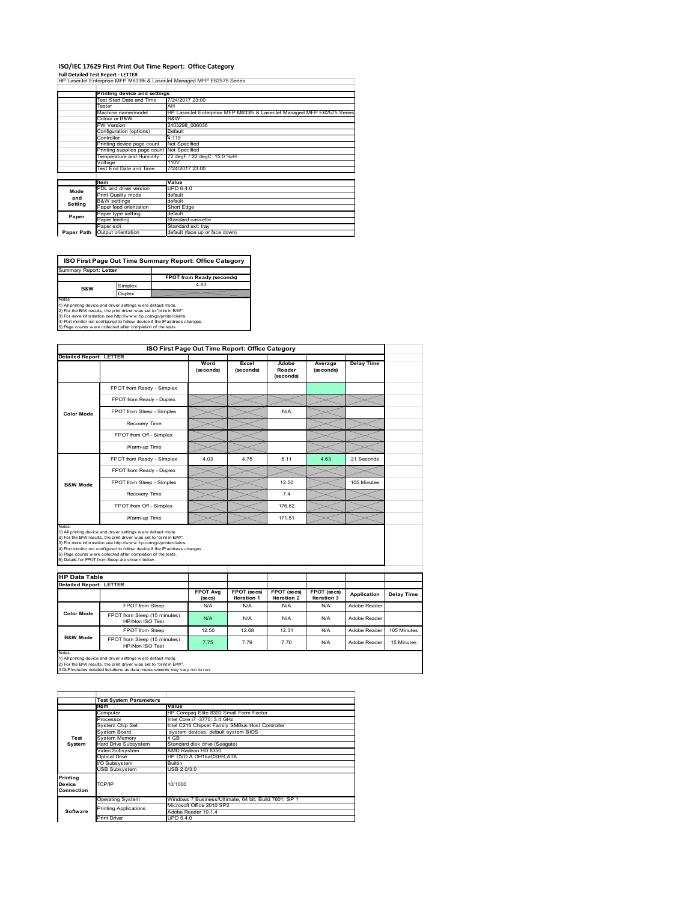# ISO/IEC 17629 First Print Out Time Report: Office Category

**Full Detailed Test Report ‐ LETTER**

HP LaserJet Enterprise MFP M633fh & LaserJet Managed MFP E62575 Series

| | Printing device and settings | |
|---|---|---|
| | Test Start Date and Time | 7/24/2017 23:00 |
| | Tester | AH |
| | Machine name/model | HP LaserJet Enterprise MFP M633fh & LaserJet Managed MFP E62575 Series |
| | Colour or B&W | B&W |
| | FW Version | 2403298_006036 |
| | Configuration (options) | Default |
| | Controller | 4.119 |
| | Printing device page count | Not Specified |
| | Printing supplies page count | Not Specified |
| | Temperature and Humidity | 72 degF / 22 degC 15.0 %rH |
| | Voltage | 110V |
| | Test End Date and Time | 7/24/2017 23:00 |

| | Item | Value |
|---|---|---|
| Mode and Setting | PDL and driver version | UPD 6.4.0 |
| | Print Quality mode | default |
| | B&W settings | default |
| | Paper feed orientation | Short Edge |
| Paper | Paper type setting | default |
| | Paper feeding | Standard cassette |
| | Paper exit | Standard exit tray |
| Paper Path | Output orientation | default (face up or face down) |

| ISO First Page Out Time Summary Report: Office Category | | |
|---|---|---|
| Summary Report: **Letter** | | |
| | | FPOT from Ready (seconds) |
| B&W | Simplex | 4.63 |
| | Duplex | |

Notes
1) All printing device and driver settings were default mode.
2) For the B/W results, the print driver was set to "print in B/W".
3) For more information see http://www.hp.com/go/printerclaims.
4) Port monitor not configured to follow device if the IP address changes.
5) Page counts were collected after completion of the tests.

| ISO First Page Out Time Report: Office Category | | | | | | |
|---|---|---|---|---|---|---|
| **Detailed Report: LETTER** | | | | | | |
| | | Word (seconds) | Excel (seconds) | Adobe Reader (seconds) | Average (seconds) | Delay Time |
| Color Mode | FPOT from Ready - Simplex | | | | | |
| | FPOT from Ready - Duplex | | | | | |
| | FPOT from Sleep - Simplex | | | N/A | | |
| | Recovery Time | | | | | |
| | FPOT from Off - Simplex | | | | | |
| | Warm-up Time | | | | | |
| B&W Mode | FPOT from Ready - Simplex | 4.03 | 4.75 | 5.11 | 4.63 | 21 Seconds |
| | FPOT from Ready - Duplex | | | | | |
| | FPOT from Sleep - Simplex | | | 12.50 | | 105 Minutes |
| | Recovery Time | | | 7.4 | | |
| | FPOT from Off - Simplex | | | 176.62 | | |
| | Warm-up Time | | | 171.51 | | |

Notes
1) All printing device and driver settings were default mode.
2) For the B/W results, the print driver was set to "print in B/W".
3) For more information see http://www.hp.com/go/printerclaims.
4) Port monitor not configured to follow device if the IP address changes.
5) Page counts were collected after completion of the tests.
6) Details for FPOT from Sleep are shown below.

| HP Data Table | | | | | | | |
|---|---|---|---|---|---|---|---|
| **Detailed Report: LETTER** | | | | | | | |
| | | FPOT Avg (secs) | FPOT (secs) Iteration 1 | FPOT (secs) Iteration 2 | FPOT (secs) Iteration 3 | Application | Delay Time |
| Color Mode | FPOT from Sleep | N/A | N/A | N/A | N/A | Adobe Reader | |
| | FPOT from Sleep (15 minutes) HP/Non ISO Test | N/A | N/A | N/A | N/A | Adobe Reader | |
| B&W Mode | FPOT from Sleep | 12.50 | 12.68 | 12.31 | N/A | Adobe Reader | 105 Minutes |
| | FPOT from Sleep (15 minutes) HP/Non ISO Test | 7.75 | 7.79 | 7.70 | N/A | Adobe Reader | 15 Minutes |

Notes
1) All printing device and driver settings were default mode.
2) For the B/W results, the print driver was set to "print in B/W".
3 DLP includes detailed iterations as data measurements may vary run to run.

| | Test System Parameters | |
|---|---|---|
| | Item | Value |
| Test System | Computer | HP Compaq Elite 8300 Small Form Factor |
| | Processor | Intel Core i7 -3770, 3.4 GHz |
| | System Chip Set | Intel C216 Chipset Family SMBus Host Controller |
| | System Board | system devices, default system BIOS |
| | System Memory | 4 GB |
| | Hard Drive Subsystem | Standard disk drive (Seagate) |
| | Video Subsystem | AMD Radeon HD 6350 |
| | Optical Drive | HP DVD A DH16aCSHR ATA |
| | I/O Subsystem | Builtin |
| | USB Subsystem | USB 2.0/3.0 |
| Printing Device Connection | TCP/IP | 10/1000 |
| Software | Operating System | Windows 7 Business/Ultimate, 64 bit, Build 7601, SP 1 |
| | Printing Applications | Microsoft Office 2010 SP2 |
| | | Adobe Reader 10.1.4 |
| | Print Driver | UPD 6.4.0 |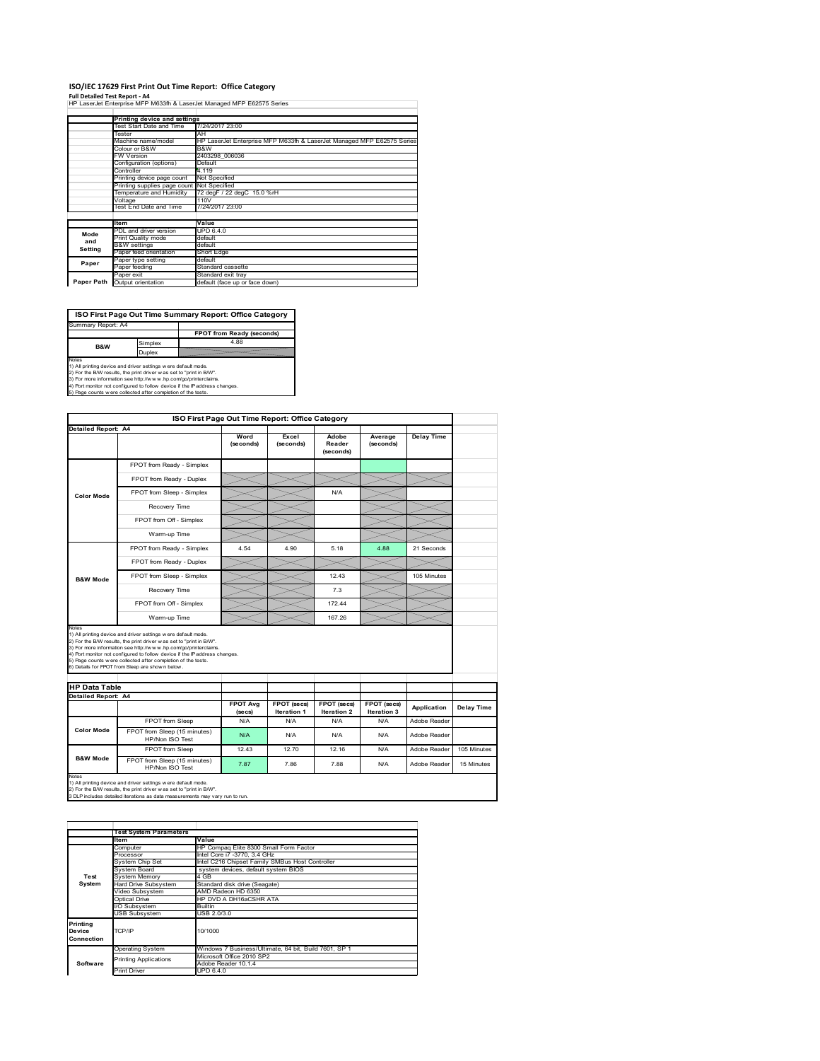# ISO/IEC 17629 First Print Out Time Report: Office Category

**Full Detailed Test Report - A4**

HP LaserJet Enterprise MFP M633fh & LaserJet Managed MFP E62575 Series

| | Printing device and settings | |
|---|---|---|
| | Test Start Date and Time | 7/24/2017 23:00 |
| | Tester | AH |
| | Machine name/model | HP LaserJet Enterprise MFP M633fh & LaserJet Managed MFP E62575 Series |
| | Colour or B&W | B&W |
| | FW Version | 2403298_006036 |
| | Configuration (options) | Default |
| | Controller | 4.119 |
| | Printing device page count | Not Specified |
| | Printing supplies page count | Not Specified |
| | Temperature and Humidity | 72 degF / 22 degC 15.0 %rH |
| | Voltage | 110V |
| | Test End Date and Time | 7/24/2017 23:00 |

| | Item | Value |
|---|---|---|
| Mode and Setting | PDL and driver version | UPD 6.4.0 |
| | Print Quality mode | default |
| | B&W settings | default |
| | Paper feed orientation | Short Edge |
| Paper | Paper type setting | default |
| | Paper feeding | Standard cassette |
| | Paper exit | Standard exit tray |
| Paper Path | Output orientation | default (face up or face down) |

## ISO First Page Out Time Summary Report: Office Category

Summary Report: A4

| | | FPOT from Ready (seconds) |
|---|---|---|
| B&W | Simplex | 4.88 |
| | Duplex | |

Notes
1) All printing device and driver settings were default mode.
2) For the B/W results, the print driver was set to "print in B/W".
3) For more information see http://www.hp.com/go/printerclaims.
4) Port monitor not configured to follow device if the IP address changes.
5) Page counts were collected after completion of the tests.

## ISO First Page Out Time Report: Office Category

Detailed Report: A4

| | | Word (seconds) | Excel (seconds) | Adobe Reader (seconds) | Average (seconds) | Delay Time |
|---|---|---|---|---|---|---|
| Color Mode | FPOT from Ready - Simplex | | | | | |
| | FPOT from Ready - Duplex | | | | | |
| | FPOT from Sleep - Simplex | | | N/A | | |
| | Recovery Time | | | | | |
| | FPOT from Off - Simplex | | | | | |
| | Warm-up Time | | | | | |
| B&W Mode | FPOT from Ready - Simplex | 4.54 | 4.90 | 5.18 | 4.88 | 21 Seconds |
| | FPOT from Ready - Duplex | | | | | |
| | FPOT from Sleep - Simplex | | | 12.43 | | 105 Minutes |
| | Recovery Time | | | 7.3 | | |
| | FPOT from Off - Simplex | | | 172.44 | | |
| | Warm-up Time | | | 167.26 | | |

Notes
1) All printing device and driver settings were default mode.
2) For the B/W results, the print driver was set to "print in B/W".
3) For more information see http://www.hp.com/go/printerclaims.
4) Port monitor not configured to follow device if the IP address changes.
5) Page counts were collected after completion of the tests.
6) Details for FPOT from Sleep are shown below.

## HP Data Table

Detailed Report: A4

| | | FPOT Avg (secs) | FPOT (secs) Iteration 1 | FPOT (secs) Iteration 2 | FPOT (secs) Iteration 3 | Application | Delay Time |
|---|---|---|---|---|---|---|---|
| Color Mode | FPOT from Sleep | N/A | N/A | N/A | N/A | Adobe Reader | |
| | FPOT from Sleep (15 minutes) HP/Non ISO Test | N/A | N/A | N/A | N/A | Adobe Reader | |
| B&W Mode | FPOT from Sleep | 12.43 | 12.70 | 12.16 | N/A | Adobe Reader | 105 Minutes |
| | FPOT from Sleep (15 minutes) HP/Non ISO Test | 7.87 | 7.86 | 7.88 | N/A | Adobe Reader | 15 Minutes |

Notes
1) All printing device and driver settings were default mode.
2) For the B/W results, the print driver was set to "print in B/W".
3 DLP includes detailed iterations as data measurements may vary run to run.

| | Test System Parameters | |
|---|---|---|
| | Item | Value |
| Test System | Computer | HP Compaq Elite 8300 Small Form Factor |
| | Processor | Intel Core i7 -3770, 3.4 GHz |
| | System Chip Set | Intel C216 Chipset Family SMBus Host Controller |
| | System Board | system devices, default system BIOS |
| | System Memory | 4 GB |
| | Hard Drive Subsystem | Standard disk drive (Seagate) |
| | Video Subsystem | AMD Radeon HD 6350 |
| | Optical Drive | HP DVD A DH16aCSHR ATA |
| | I/O Subsystem | Builtin |
| | USB Subsystem | USB 2.0/3.0 |
| Printing Device Connection | TCP/IP | 10/1000 |
| Software | Operating System | Windows 7 Business/Ultimate, 64 bit, Build 7601, SP 1 |
| | Printing Applications | Microsoft Office 2010 SP2<br>Adobe Reader 10.1.4 |
| | Print Driver | UPD 6.4.0 |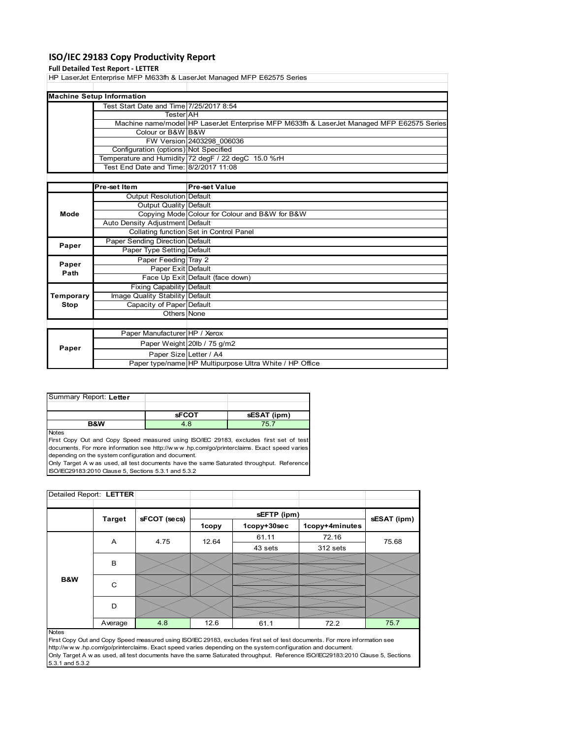# ISO/IEC 29183 Copy Productivity Report

**Full Detailed Test Report - LETTER**

HP LaserJet Enterprise MFP M633fh & LaserJet Managed MFP E62575 Series

| Machine Setup Information | | |
|---|---|---|
| | Test Start Date and Time | 7/25/2017 8:54 |
| | Tester | AH |
| | Machine name/model | HP LaserJet Enterprise MFP M633fh & LaserJet Managed MFP E62575 Series |
| | Colour or B&W | B&W |
| | FW Version | 2403298_006036 |
| | Configuration (options) | Not Specified |
| | Temperature and Humidity | 72 degF / 22 degC 15.0 %rH |
| | Test End Date and Time: | 8/2/2017 11:08 |

| | Pre-set Item | Pre-set Value |
|---|---|---|
| Mode | Output Resolution | Default |
| | Output Quality | Default |
| | Copying Mode | Colour for Colour and B&W for B&W |
| | Auto Density Adjustment | Default |
| | Collating function | Set in Control Panel |
| Paper | Paper Sending Direction | Default |
| | Paper Type Setting | Default |
| Paper Path | Paper Feeding | Tray 2 |
| | Paper Exit | Default |
| | Face Up Exit | Default (face down) |
| Temporary Stop | Fixing Capability | Default |
| | Image Quality Stability | Default |
| | Capacity of Paper | Default |
| | Others | None |

| | | |
|---|---|---|
| Paper | Paper Manufacturer | HP / Xerox |
| | Paper Weight | 20lb / 75 g/m2 |
| | Paper Size | Letter / A4 |
| | Paper type/name | HP Multipurpose Ultra White / HP Office |

Summary Report: **Letter**

| | sFCOT | sESAT (ipm) |
|---|---|---|
| B&W | 4.8 | 75.7 |

Notes

First Copy Out and Copy Speed measured using ISO/IEC 29183, excludes first set of test documents. For more information see http://w w w .hp.com/go/printerclaims. Exact speed varies depending on the system configuration and document.

Only Target A w as used, all test documents have the same Saturated throughput. Reference ISO/IEC29183:2010 Clause 5, Sections 5.3.1 and 5.3.2

Detailed Report: **LETTER**

| | Target | sFCOT (secs) | sEFTP (ipm) | | | sESAT (ipm) |
|---|---|---|---|---|---|---|
| | | | 1copy | 1copy+30sec | 1copy+4minutes | |
| B&W | A | 4.75 | 12.64 | 61.11<br>43 sets | 72.16<br>312 sets | 75.68 |
| | B | | | | | |
| | C | | | | | |
| | D | | | | | |
| | Average | 4.8 | 12.6 | 61.1 | 72.2 | 75.7 |

Notes

First Copy Out and Copy Speed measured using ISO/IEC 29183, excludes first set of test documents. For more information see http://w w w .hp.com/go/printerclaims. Exact speed varies depending on the system configuration and document.

Only Target A w as used, all test documents have the same Saturated throughput. Reference ISO/IEC29183:2010 Clause 5, Sections 5.3.1 and 5.3.2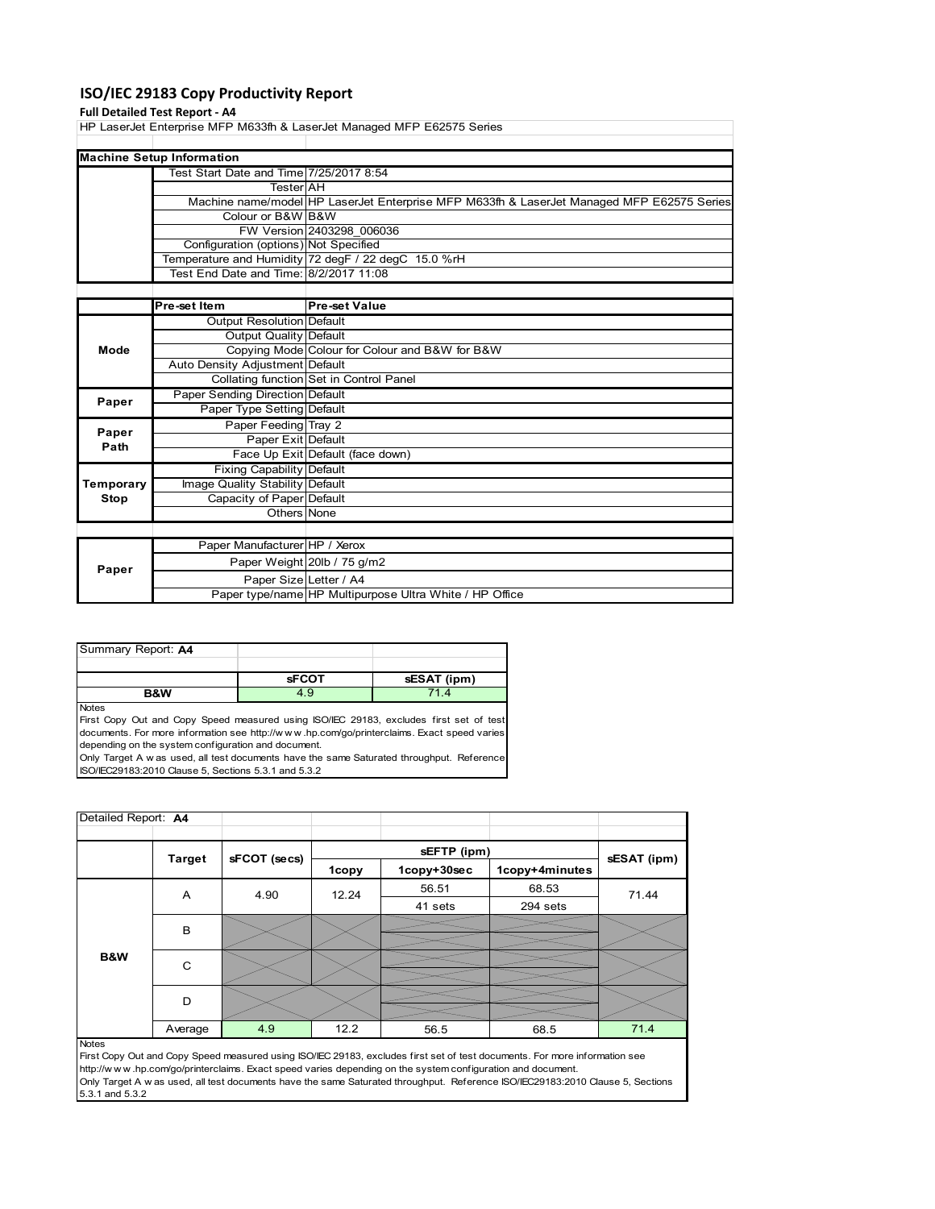# ISO/IEC 29183 Copy Productivity Report

**Full Detailed Test Report - A4**

HP LaserJet Enterprise MFP M633fh & LaserJet Managed MFP E62575 Series

| Machine Setup Information | | |
|---|---|---|
| | Test Start Date and Time | 7/25/2017 8:54 |
| | Tester | AH |
| | Machine name/model | HP LaserJet Enterprise MFP M633fh & LaserJet Managed MFP E62575 Series |
| | Colour or B&W | B&W |
| | FW Version | 2403298_006036 |
| | Configuration (options) | Not Specified |
| | Temperature and Humidity | 72 degF / 22 degC 15.0 %rH |
| | Test End Date and Time: | 8/2/2017 11:08 |

| | Pre-set Item | Pre-set Value |
|---|---|---|
| Mode | Output Resolution | Default |
| | Output Quality | Default |
| | Copying Mode | Colour for Colour and B&W for B&W |
| | Auto Density Adjustment | Default |
| | Collating function | Set in Control Panel |
| Paper | Paper Sending Direction | Default |
| | Paper Type Setting | Default |
| Paper Path | Paper Feeding | Tray 2 |
| | Paper Exit | Default |
| | Face Up Exit | Default (face down) |
| Temporary Stop | Fixing Capability | Default |
| | Image Quality Stability | Default |
| | Capacity of Paper | Default |
| | Others | None |

| | | |
|---|---|---|
| Paper | Paper Manufacturer | HP / Xerox |
| | Paper Weight | 20lb / 75 g/m2 |
| | Paper Size | Letter / A4 |
| | Paper type/name | HP Multipurpose Ultra White / HP Office |

Summary Report: **A4**

| | sFCOT | sESAT (ipm) |
|---|---|---|
| B&W | 4.9 | 71.4 |

Notes

First Copy Out and Copy Speed measured using ISO/IEC 29183, excludes first set of test documents. For more information see http://w w w .hp.com/go/printerclaims. Exact speed varies depending on the system configuration and document.

Only Target A w as used, all test documents have the same Saturated throughput. Reference ISO/IEC29183:2010 Clause 5, Sections 5.3.1 and 5.3.2

Detailed Report: **A4**

| | Target | sFCOT (secs) | sEFTP (ipm) | | | sESAT (ipm) |
|---|---|---|---|---|---|---|
| | | | 1copy | 1copy+30sec | 1copy+4minutes | |
| B&W | A | 4.90 | 12.24 | 56.51 | 68.53 | 71.44 |
| | | | | 41 sets | 294 sets | |
| | B | | | | | |
| | C | | | | | |
| | D | | | | | |
| | Average | 4.9 | 12.2 | 56.5 | 68.5 | 71.4 |

Notes

First Copy Out and Copy Speed measured using ISO/IEC 29183, excludes first set of test documents. For more information see http://w w w .hp.com/go/printerclaims. Exact speed varies depending on the system configuration and document.

Only Target A w as used, all test documents have the same Saturated throughput. Reference ISO/IEC29183:2010 Clause 5, Sections 5.3.1 and 5.3.2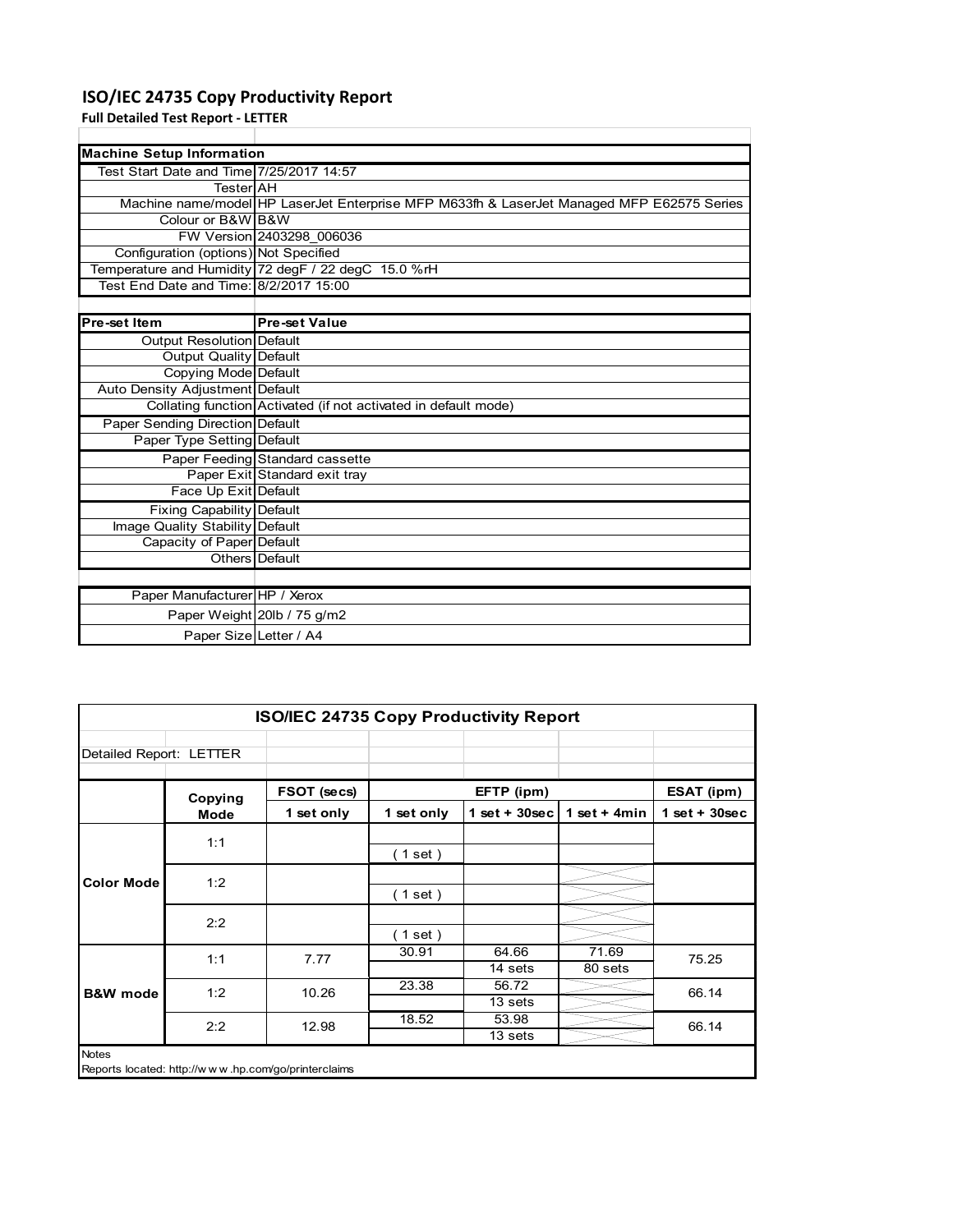# ISO/IEC 24735 Copy Productivity Report

**Full Detailed Test Report - LETTER**

| Machine Setup Information | |
|---|---|
| Test Start Date and Time | 7/25/2017 14:57 |
| Tester | AH |
| Machine name/model | HP LaserJet Enterprise MFP M633fh & LaserJet Managed MFP E62575 Series |
| Colour or B&W | B&W |
| FW Version | 2403298_006036 |
| Configuration (options) | Not Specified |
| Temperature and Humidity | 72 degF / 22 degC 15.0 %rH |
| Test End Date and Time: | 8/2/2017 15:00 |

| Pre-set Item | Pre-set Value |
|---|---|
| Output Resolution | Default |
| Output Quality | Default |
| Copying Mode | Default |
| Auto Density Adjustment | Default |
| Collating function | Activated (if not activated in default mode) |
| Paper Sending Direction | Default |
| Paper Type Setting | Default |
| Paper Feeding | Standard cassette |
| Paper Exit | Standard exit tray |
| Face Up Exit | Default |
| Fixing Capability | Default |
| Image Quality Stability | Default |
| Capacity of Paper | Default |
| Others | Default |

| | |
|---|---|
| Paper Manufacturer | HP / Xerox |
| Paper Weight | 20lb / 75 g/m2 |
| Paper Size | Letter / A4 |

## ISO/IEC 24735 Copy Productivity Report

Detailed Report: LETTER

| | Copying Mode | FSOT (secs) | EFTP (ipm) | | | ESAT (ipm) |
|---|---|---|---|---|---|---|
| | | 1 set only | 1 set only | 1 set + 30sec | 1 set + 4min | 1 set + 30sec |
| Color Mode | 1:1 | | ( 1 set ) | | | |
| | 1:2 | | ( 1 set ) | | | |
| | 2:2 | | ( 1 set ) | | | |
| B&W mode | 1:1 | 7.77 | 30.91 | 64.66<br>14 sets | 71.69<br>80 sets | 75.25 |
| | 1:2 | 10.26 | 23.38 | 56.72<br>13 sets | | 66.14 |
| | 2:2 | 12.98 | 18.52 | 53.98<br>13 sets | | 66.14 |

Notes

Reports located: http://www.hp.com/go/printerclaims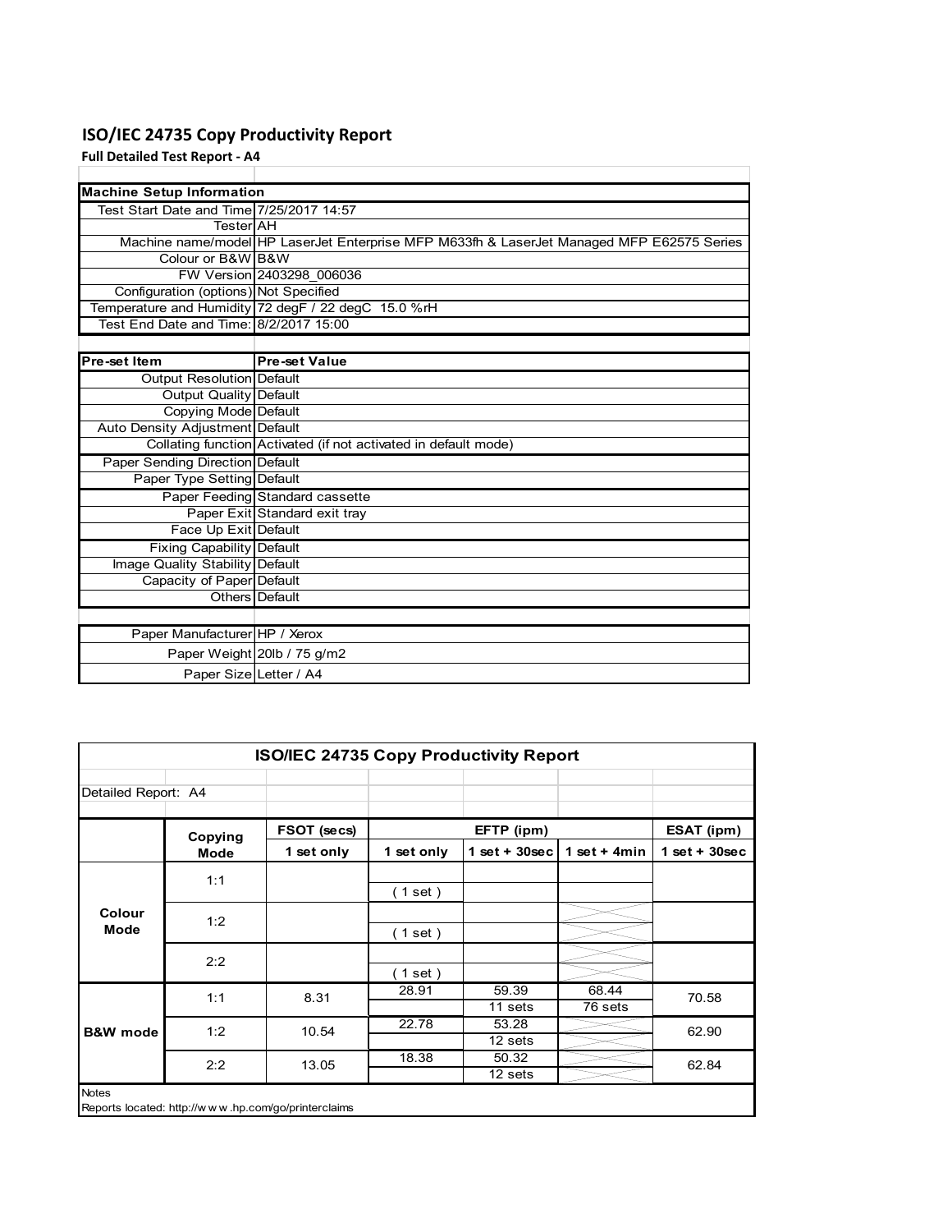# ISO/IEC 24735 Copy Productivity Report

**Full Detailed Test Report - A4**

| Machine Setup Information | |
|---|---|
| Test Start Date and Time | 7/25/2017 14:57 |
| Tester | AH |
| Machine name/model | HP LaserJet Enterprise MFP M633fh & LaserJet Managed MFP E62575 Series |
| Colour or B&W | B&W |
| FW Version | 2403298_006036 |
| Configuration (options) | Not Specified |
| Temperature and Humidity | 72 degF / 22 degC 15.0 %rH |
| Test End Date and Time: | 8/2/2017 15:00 |

| Pre-set Item | Pre-set Value |
|---|---|
| Output Resolution | Default |
| Output Quality | Default |
| Copying Mode | Default |
| Auto Density Adjustment | Default |
| Collating function | Activated (if not activated in default mode) |
| Paper Sending Direction | Default |
| Paper Type Setting | Default |
| Paper Feeding | Standard cassette |
| Paper Exit | Standard exit tray |
| Face Up Exit | Default |
| Fixing Capability | Default |
| Image Quality Stability | Default |
| Capacity of Paper | Default |
| Others | Default |

| | |
|---|---|
| Paper Manufacturer | HP / Xerox |
| Paper Weight | 20lb / 75 g/m2 |
| Paper Size | Letter / A4 |

## ISO/IEC 24735 Copy Productivity Report

Detailed Report: A4

| | Copying Mode | FSOT (secs) | EFTP (ipm) | | | ESAT (ipm) |
|---|---|---|---|---|---|---|
| | | 1 set only | 1 set only | 1 set + 30sec | 1 set + 4min | 1 set + 30sec |
| Colour Mode | 1:1 | | ( 1 set ) | | | |
| | 1:2 | | ( 1 set ) | | | |
| | 2:2 | | ( 1 set ) | | | |
| B&W mode | 1:1 | 8.31 | 28.91 | 59.39<br>11 sets | 68.44<br>76 sets | 70.58 |
| | 1:2 | 10.54 | 22.78 | 53.28<br>12 sets | | 62.90 |
| | 2:2 | 13.05 | 18.38 | 50.32<br>12 sets | | 62.84 |

Notes

Reports located: http://w w w .hp.com/go/printerclaims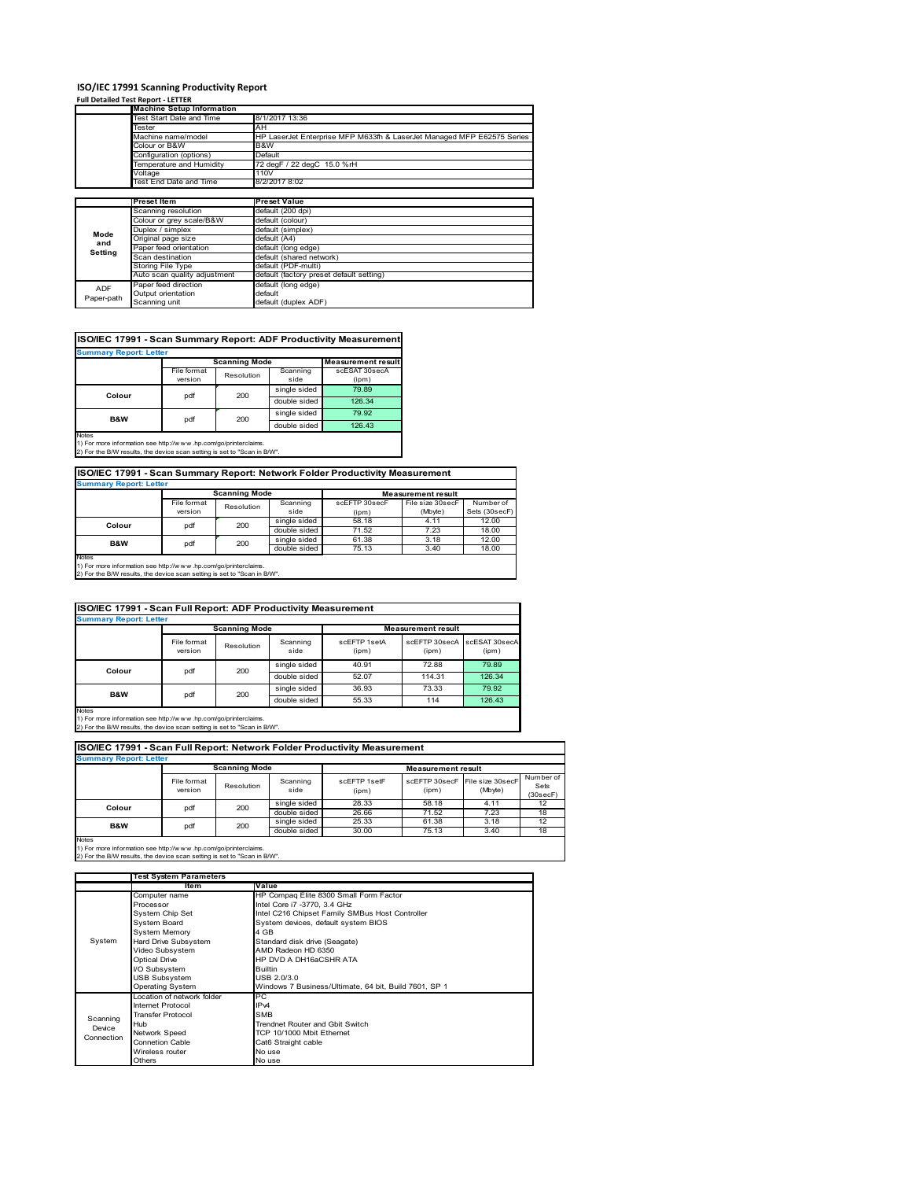# ISO/IEC 17991 Scanning Productivity Report

**Full Detailed Test Report - LETTER**

| | Machine Setup Information | |
|---|---|---|
| | Test Start Date and Time | 8/1/2017 13:36 |
| | Tester | AH |
| | Machine name/model | HP LaserJet Enterprise MFP M633fh & LaserJet Managed MFP E62575 Series |
| | Colour or B&W | B&W |
| | Configuration (options) | Default |
| | Temperature and Humidity | 72 degF / 22 degC 15.0 %rH |
| | Voltage | 110V |
| | Test End Date and Time | 8/2/2017 8:02 |

| | Preset Item | Preset Value |
|---|---|---|
| Mode and Setting | Scanning resolution | default (200 dpi) |
| | Colour or grey scale/B&W | default (colour) |
| | Duplex / simplex | default (simplex) |
| | Original page size | default (A4) |
| | Paper feed orientation | default (long edge) |
| | Scan destination | default (shared network) |
| | Storing File Type | default (PDF-multi) |
| | Auto scan quality adjustment | default (factory preset default setting) |
| ADF Paper-path | Paper feed direction | default (long edge) |
| | Output orientation | default |
| | Scanning unit | default (duplex ADF) |

## ISO/IEC 17991 - Scan Summary Report: ADF Productivity Measurement

**Summary Report: Letter**

| | Scanning Mode | | | Measurement result |
|---|---|---|---|---|
| | File format version | Resolution | Scanning side | scESAT 30secA (ipm) |
| Colour | pdf | 200 | single sided | 79.89 |
| | | | double sided | 126.34 |
| B&W | pdf | 200 | single sided | 79.92 |
| | | | double sided | 126.43 |

Notes
1) For more information see http://www.hp.com/go/printerclaims.
2) For the B/W results, the device scan setting is set to "Scan in B/W".

## ISO/IEC 17991 - Scan Summary Report: Network Folder Productivity Measurement

**Summary Report: Letter**

| | Scanning Mode | | | Measurement result | | |
|---|---|---|---|---|---|---|
| | File format version | Resolution | Scanning side | scEFTP 30secF (ipm) | File size 30secF (Mbyte) | Number of Sets (30secF) |
| Colour | pdf | 200 | single sided | 58.18 | 4.11 | 12.00 |
| | | | double sided | 71.52 | 7.23 | 18.00 |
| B&W | pdf | 200 | single sided | 61.38 | 3.18 | 12.00 |
| | | | double sided | 75.13 | 3.40 | 18.00 |

Notes
1) For more information see http://www.hp.com/go/printerclaims.
2) For the B/W results, the device scan setting is set to "Scan in B/W".

## ISO/IEC 17991 - Scan Full Report: ADF Productivity Measurement

**Summary Report: Letter**

| | Scanning Mode | | | Measurement result | | |
|---|---|---|---|---|---|---|
| | File format version | Resolution | Scanning side | scEFTP 1setA (ipm) | scEFTP 30secA (ipm) | scESAT 30secA (ipm) |
| Colour | pdf | 200 | single sided | 40.91 | 72.88 | 79.89 |
| | | | double sided | 52.07 | 114.31 | 126.34 |
| B&W | pdf | 200 | single sided | 36.93 | 73.33 | 79.92 |
| | | | double sided | 55.33 | 114 | 126.43 |

Notes
1) For more information see http://www.hp.com/go/printerclaims.
2) For the B/W results, the device scan setting is set to "Scan in B/W".

## ISO/IEC 17991 - Scan Full Report: Network Folder Productivity Measurement

**Summary Report: Letter**

| | Scanning Mode | | | Measurement result | | | |
|---|---|---|---|---|---|---|---|
| | File format version | Resolution | Scanning side | scEFTP 1setF (ipm) | scEFTP 30secF (ipm) | File size 30secF (Mbyte) | Number of Sets (30secF) |
| Colour | pdf | 200 | single sided | 28.33 | 58.18 | 4.11 | 12 |
| | | | double sided | 26.66 | 71.52 | 7.23 | 18 |
| B&W | pdf | 200 | single sided | 25.33 | 61.38 | 3.18 | 12 |
| | | | double sided | 30.00 | 75.13 | 3.40 | 18 |

Notes
1) For more information see http://www.hp.com/go/printerclaims.
2) For the B/W results, the device scan setting is set to "Scan in B/W".

| | Test System Parameters | |
|---|---|---|
| | Item | Value |
| System | Computer name | HP Compaq Elite 8300 Small Form Factor |
| | Processor | Intel Core i7 -3770, 3.4 GHz |
| | System Chip Set | Intel C216 Chipset Family SMBus Host Controller |
| | System Board | System devices, default system BIOS |
| | System Memory | 4 GB |
| | Hard Drive Subsystem | Standard disk drive (Seagate) |
| | Video Subsystem | AMD Radeon HD 6350 |
| | Optical Drive | HP DVD A DH16aCSHR ATA |
| | I/O Subsystem | Builtin |
| | USB Subsystem | USB 2.0/3.0 |
| | Operating System | Windows 7 Business/Ultimate, 64 bit, Build 7601, SP 1 |
| Scanning Device Connection | Location of network folder | PC |
| | Internet Protocol | IPv4 |
| | Transfer Protocol | SMB |
| | Hub | Trendnet Router and Gbit Switch |
| | Network Speed | TCP 10/1000 Mbit Ethernet |
| | Connetion Cable | Cat6 Straight cable |
| | Wireless router | No use |
| | Others | No use |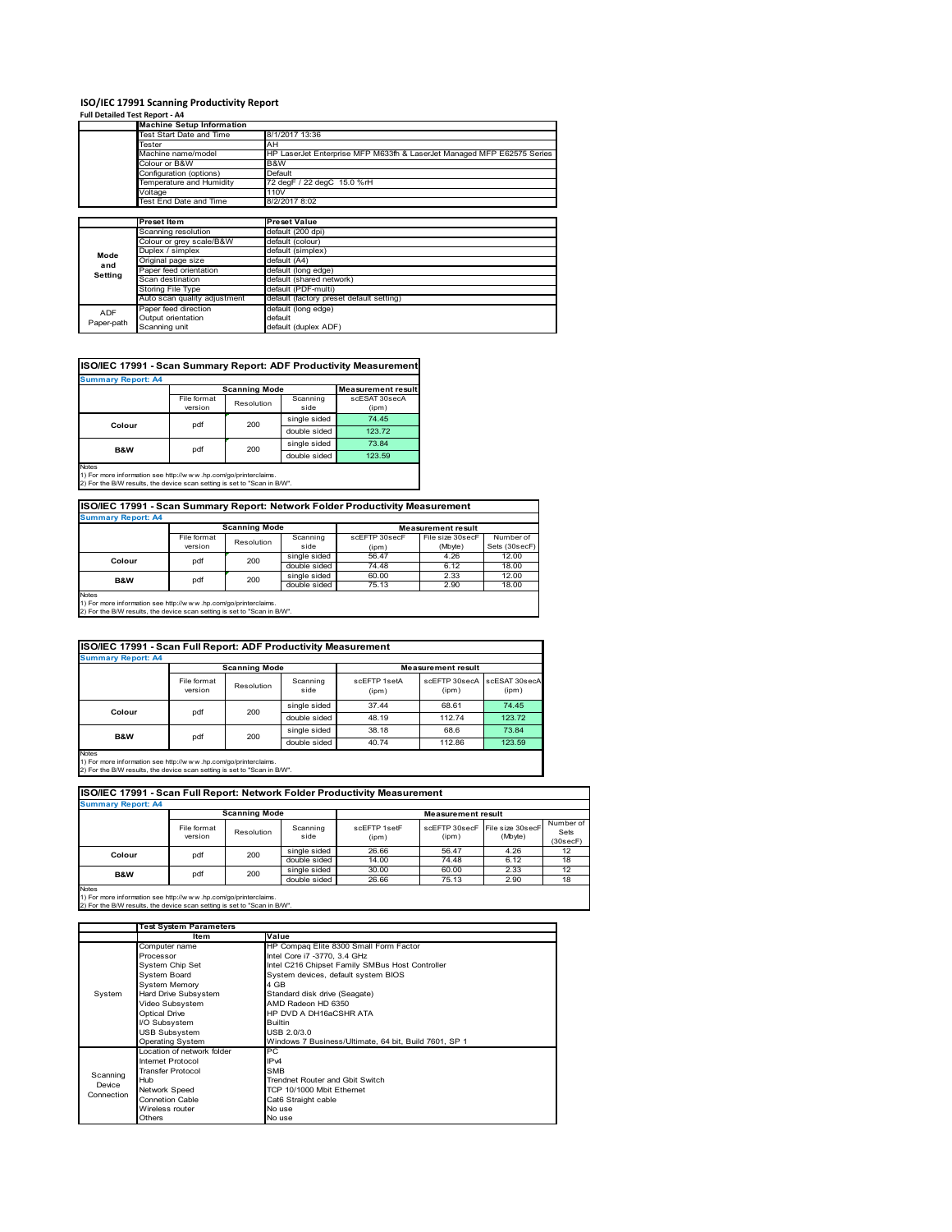# ISO/IEC 17991 Scanning Productivity Report

**Full Detailed Test Report - A4**

| | Machine Setup Information | |
|---|---|---|
| | Test Start Date and Time | 8/1/2017 13:36 |
| | Tester | AH |
| | Machine name/model | HP LaserJet Enterprise MFP M633fh & LaserJet Managed MFP E62575 Series |
| | Colour or B&W | B&W |
| | Configuration (options) | Default |
| | Temperature and Humidity | 72 degF / 22 degC 15.0 %rH |
| | Voltage | 110V |
| | Test End Date and Time | 8/2/2017 8:02 |

| | Preset Item | Preset Value |
|---|---|---|
| Mode and Setting | Scanning resolution | default (200 dpi) |
| | Colour or grey scale/B&W | default (colour) |
| | Duplex / simplex | default (simplex) |
| | Original page size | default (A4) |
| | Paper feed orientation | default (long edge) |
| | Scan destination | default (shared network) |
| | Storing File Type | default (PDF-multi) |
| | Auto scan quality adjustment | default (factory preset default setting) |
| ADF Paper-path | Paper feed direction | default (long edge) |
| | Output orientation | default |
| | Scanning unit | default (duplex ADF) |

## ISO/IEC 17991 - Scan Summary Report: ADF Productivity Measurement

**Summary Report: A4**

| | Scanning Mode | | | Measurement result |
|---|---|---|---|---|
| | File format version | Resolution | Scanning side | scESAT 30secA (ipm) |
| Colour | pdf | 200 | single sided | 74.45 |
| | | | double sided | 123.72 |
| B&W | pdf | 200 | single sided | 73.84 |
| | | | double sided | 123.59 |

Notes
1) For more information see http://www.hp.com/go/printerclaims.
2) For the B/W results, the device scan setting is set to "Scan in B/W".

## ISO/IEC 17991 - Scan Summary Report: Network Folder Productivity Measurement

**Summary Report: A4**

| | Scanning Mode | | | Measurement result | | |
|---|---|---|---|---|---|---|
| | File format version | Resolution | Scanning side | scEFTP 30secF (ipm) | File size 30secF (Mbyte) | Number of Sets (30secF) |
| Colour | pdf | 200 | single sided | 56.47 | 4.26 | 12.00 |
| | | | double sided | 74.48 | 6.12 | 18.00 |
| B&W | pdf | 200 | single sided | 60.00 | 2.33 | 12.00 |
| | | | double sided | 75.13 | 2.90 | 18.00 |

Notes
1) For more information see http://www.hp.com/go/printerclaims.
2) For the B/W results, the device scan setting is set to "Scan in B/W".

## ISO/IEC 17991 - Scan Full Report: ADF Productivity Measurement

**Summary Report: A4**

| | Scanning Mode | | | Measurement result | | |
|---|---|---|---|---|---|---|
| | File format version | Resolution | Scanning side | scEFTP 1setA (ipm) | scEFTP 30secA (ipm) | scESAT 30secA (ipm) |
| Colour | pdf | 200 | single sided | 37.44 | 68.61 | 74.45 |
| | | | double sided | 48.19 | 112.74 | 123.72 |
| B&W | pdf | 200 | single sided | 38.18 | 68.6 | 73.84 |
| | | | double sided | 40.74 | 112.86 | 123.59 |

Notes
1) For more information see http://www.hp.com/go/printerclaims.
2) For the B/W results, the device scan setting is set to "Scan in B/W".

## ISO/IEC 17991 - Scan Full Report: Network Folder Productivity Measurement

**Summary Report: A4**

| | Scanning Mode | | | Measurement result | | | |
|---|---|---|---|---|---|---|---|
| | File format version | Resolution | Scanning side | scEFTP 1setF (ipm) | scEFTP 30secF (ipm) | File size 30secF (Mbyte) | Number of Sets (30secF) |
| Colour | pdf | 200 | single sided | 26.66 | 56.47 | 4.26 | 12 |
| | | | double sided | 14.00 | 74.48 | 6.12 | 18 |
| B&W | pdf | 200 | single sided | 30.00 | 60.00 | 2.33 | 12 |
| | | | double sided | 26.66 | 75.13 | 2.90 | 18 |

Notes
1) For more information see http://www.hp.com/go/printerclaims.
2) For the B/W results, the device scan setting is set to "Scan in B/W".

| | Test System Parameters | |
|---|---|---|
| | Item | Value |
| System | Computer name | HP Compaq Elite 8300 Small Form Factor |
| | Processor | Intel Core i7 -3770, 3.4 GHz |
| | System Chip Set | Intel C216 Chipset Family SMBus Host Controller |
| | System Board | System devices, default system BIOS |
| | System Memory | 4 GB |
| | Hard Drive Subsystem | Standard disk drive (Seagate) |
| | Video Subsystem | AMD Radeon HD 6350 |
| | Optical Drive | HP DVD A DH16aCSHR ATA |
| | I/O Subsystem | Builtin |
| | USB Subsystem | USB 2.0/3.0 |
| | Operating System | Windows 7 Business/Ultimate, 64 bit, Build 7601, SP 1 |
| Scanning Device Connection | Location of network folder | PC |
| | Internet Protocol | IPv4 |
| | Transfer Protocol | SMB |
| | Hub | Trendnet Router and Gbit Switch |
| | Network Speed | TCP 10/1000 Mbit Ethernet |
| | Connetion Cable | Cat6 Straight cable |
| | Wireless router | No use |
| | Others | No use |